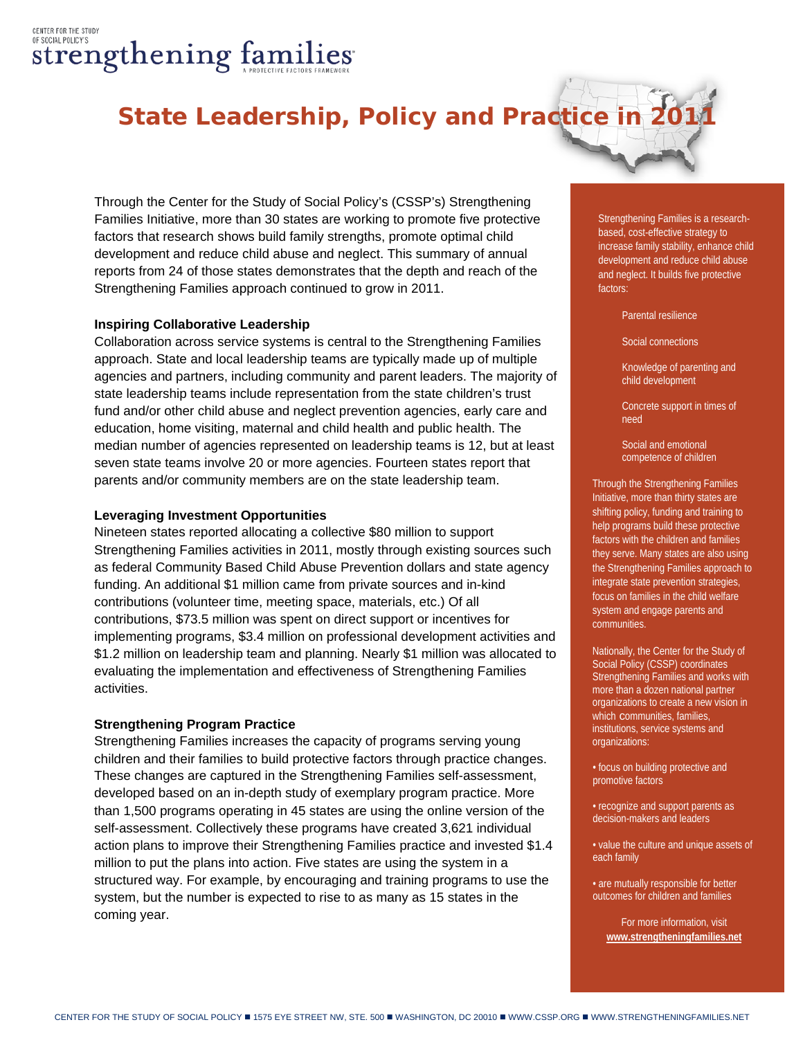CENTER FOR THE STUDY OF SOCIAL POLICY'S

strengthening families

A PROTECTIVE FACTORS FRAMEWORK

# State Leadership, Policy and Practice in 2011

Through the Center for the Study of Social Policy's (CSSP's) Strengthening Families Initiative, more than 30 states are working to promote five protective factors that research shows build family strengths, promote optimal child development and reduce child abuse and neglect. This summary of annual reports from 24 of those states demonstrates that the depth and reach of the Strengthening Families approach continued to grow in 2011.

### Inspiring Collaborative Leadership

Collaboration across service systems is central to the Strengthening Families approach. State and local leadership teams are typically made up of multiple agencies and partners, including community and parent leaders. The majority of state leadership teams include representation from the state children's trust fund and/or other child abuse and neglect prevention agencies, early care and education, home visiting, maternal and child health and public health. The median number of agencies represented on leadership teams is 12, but at least seven state teams involve 20 or more agencies. Fourteen states report that parents and/or community members are on the state leadership team.

### Leveraging Investment Opportunities

Nineteen states reported allocating a collective $80 million to support Strengthening Families activities in 2011, mostly through existing sources such as federal Community Based Child Abuse Prevention dollars and state agency funding. An additional $1 million came from private sources and in-kind contributions (volunteer time, meeting space, materials, etc.) Of all contributions, $73.5 million was spent on direct support or incentives for implementing programs, $3.4 million on professional development activities and $1.2 million on leadership team and planning. Nearly $1 million was allocated to evaluating the implementation and effectiveness of Strengthening Families activities.

### Strengthening Program Practice

Strengthening Families increases the capacity of programs serving young children and their families to build protective factors through practice changes. These changes are captured in the Strengthening Families self-assessment, developed based on an in-depth study of exemplary program practice. More than 1,500 programs operating in 45 states are using the online version of the self-assessment. Collectively these programs have created 3,621 individual action plans to improve their Strengthening Families practice and invested $1.4 million to put the plans into action. Five states are using the system in a structured way. For example, by encouraging and training programs to use the system, but the number is expected to rise to as many as 15 states in the coming year.

---

Strengthening Families is a research-based, cost-effective strategy to increase family stability, enhance child development and reduce child abuse and neglect. It builds five protective factors:

- Parental resilience
- Social connections
- Knowledge of parenting and child development
- Concrete support in times of need
- Social and emotional competence of children

Through the Strengthening Families Initiative, more than thirty states are shifting policy, funding and training to help programs build these protective factors with the children and families they serve. Many states are also using the Strengthening Families approach to integrate state prevention strategies, focus on families in the child welfare system and engage parents and communities.

Nationally, the Center for the Study of Social Policy (CSSP) coordinates Strengthening Families and works with more than a dozen national partner organizations to create a new vision in which communities, families, institutions, service systems and organizations:

- focus on building protective and promotive factors
- recognize and support parents as decision-makers and leaders
- value the culture and unique assets of each family
- are mutually responsible for better outcomes for children and families

For more information, visit **www.strengtheningfamilies.net**

CENTER FOR THE STUDY OF SOCIAL POLICY ■ 1575 EYE STREET NW, STE. 500 ■ WASHINGTON, DC 20010 ■ WWW.CSSP.ORG ■ WWW.STRENGTHENINGFAMILIES.NET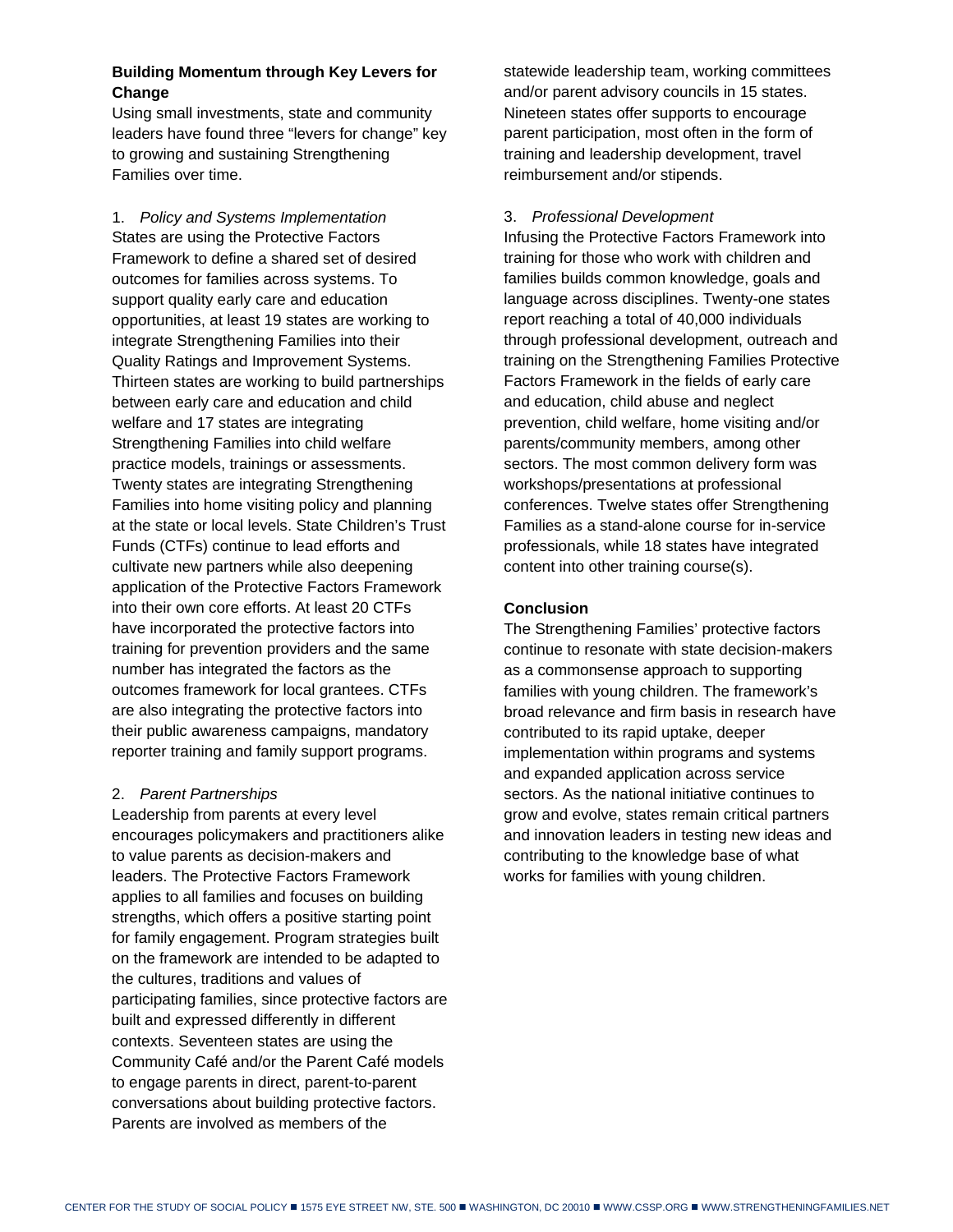**Building Momentum through Key Levers for Change**

Using small investments, state and community leaders have found three "levers for change" key to growing and sustaining Strengthening Families over time.

1. *Policy and Systems Implementation*

States are using the Protective Factors Framework to define a shared set of desired outcomes for families across systems. To support quality early care and education opportunities, at least 19 states are working to integrate Strengthening Families into their Quality Ratings and Improvement Systems. Thirteen states are working to build partnerships between early care and education and child welfare and 17 states are integrating Strengthening Families into child welfare practice models, trainings or assessments. Twenty states are integrating Strengthening Families into home visiting policy and planning at the state or local levels. State Children's Trust Funds (CTFs) continue to lead efforts and cultivate new partners while also deepening application of the Protective Factors Framework into their own core efforts. At least 20 CTFs have incorporated the protective factors into training for prevention providers and the same number has integrated the factors as the outcomes framework for local grantees. CTFs are also integrating the protective factors into their public awareness campaigns, mandatory reporter training and family support programs.

2. *Parent Partnerships*

Leadership from parents at every level encourages policymakers and practitioners alike to value parents as decision-makers and leaders. The Protective Factors Framework applies to all families and focuses on building strengths, which offers a positive starting point for family engagement. Program strategies built on the framework are intended to be adapted to the cultures, traditions and values of participating families, since protective factors are built and expressed differently in different contexts. Seventeen states are using the Community Café and/or the Parent Café models to engage parents in direct, parent-to-parent conversations about building protective factors. Parents are involved as members of the statewide leadership team, working committees and/or parent advisory councils in 15 states. Nineteen states offer supports to encourage parent participation, most often in the form of training and leadership development, travel reimbursement and/or stipends.

3. *Professional Development*

Infusing the Protective Factors Framework into training for those who work with children and families builds common knowledge, goals and language across disciplines. Twenty-one states report reaching a total of 40,000 individuals through professional development, outreach and training on the Strengthening Families Protective Factors Framework in the fields of early care and education, child abuse and neglect prevention, child welfare, home visiting and/or parents/community members, among other sectors. The most common delivery form was workshops/presentations at professional conferences. Twelve states offer Strengthening Families as a stand-alone course for in-service professionals, while 18 states have integrated content into other training course(s).

**Conclusion**

The Strengthening Families' protective factors continue to resonate with state decision-makers as a commonsense approach to supporting families with young children. The framework's broad relevance and firm basis in research have contributed to its rapid uptake, deeper implementation within programs and systems and expanded application across service sectors. As the national initiative continues to grow and evolve, states remain critical partners and innovation leaders in testing new ideas and contributing to the knowledge base of what works for families with young children.